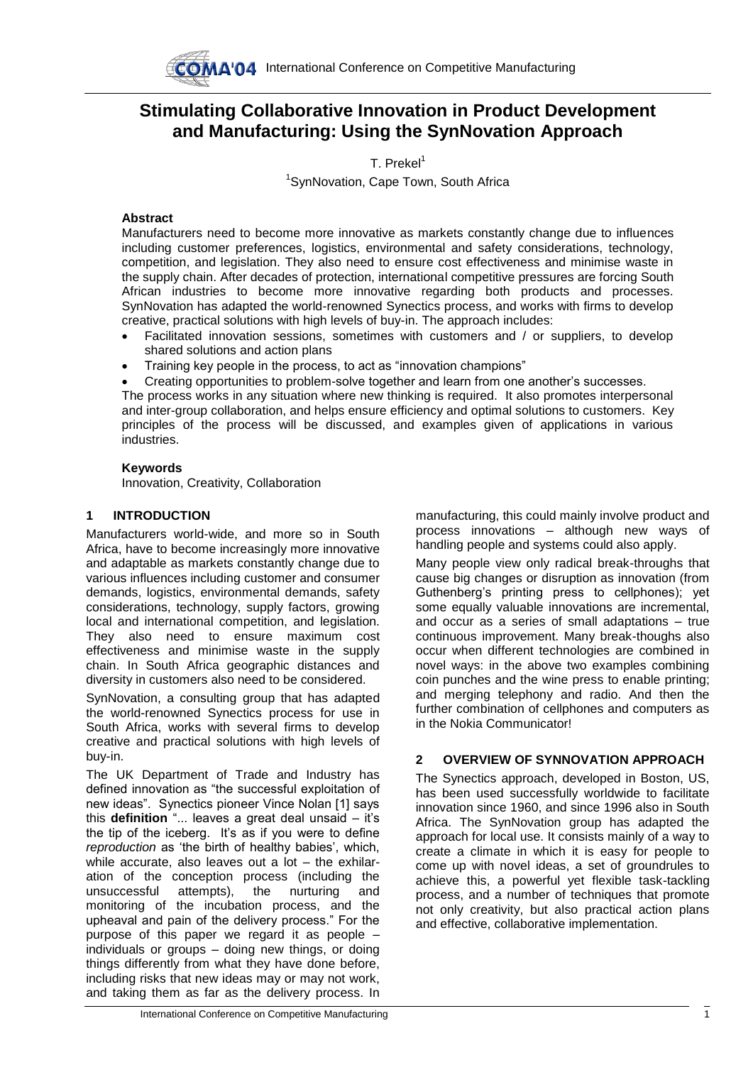# Stimulating Collaborative Innovation in Product Development and Manufacturing: Using the SynNovation Approach

T. Prekel[1]

[1]SynNovation, Cape Town, South Africa

### Abstract

Manufacturers need to become more innovative as markets constantly change due to influences including customer preferences, logistics, environmental and safety considerations, technology, competition, and legislation. They also need to ensure cost effectiveness and minimise waste in the supply chain. After decades of protection, international competitive pressures are forcing South African industries to become more innovative regarding both products and processes. SynNovation has adapted the world-renowned Synectics process, and works with firms to develop creative, practical solutions with high levels of buy-in. The approach includes:

- Facilitated innovation sessions, sometimes with customers and / or suppliers, to develop shared solutions and action plans
- Training key people in the process, to act as "innovation champions"
- Creating opportunities to problem-solve together and learn from one another's successes.

The process works in any situation where new thinking is required. It also promotes interpersonal and inter-group collaboration, and helps ensure efficiency and optimal solutions to customers. Key principles of the process will be discussed, and examples given of applications in various industries.

### Keywords

Innovation, Creativity, Collaboration

## 1 INTRODUCTION

Manufacturers world-wide, and more so in South Africa, have to become increasingly more innovative and adaptable as markets constantly change due to various influences including customer and consumer demands, logistics, environmental demands, safety considerations, technology, supply factors, growing local and international competition, and legislation. They also need to ensure maximum cost effectiveness and minimise waste in the supply chain. In South Africa geographic distances and diversity in customers also need to be considered.

SynNovation, a consulting group that has adapted the world-renowned Synectics process for use in South Africa, works with several firms to develop creative and practical solutions with high levels of buy-in.

The UK Department of Trade and Industry has defined innovation as "the successful exploitation of new ideas". Synectics pioneer Vince Nolan [1] says this **definition** "... leaves a great deal unsaid – it's the tip of the iceberg. It's as if you were to define *reproduction* as 'the birth of healthy babies', which, while accurate, also leaves out a lot – the exhilaration of the conception process (including the unsuccessful attempts), the nurturing and monitoring of the incubation process, and the upheaval and pain of the delivery process." For the purpose of this paper we regard it as people – individuals or groups – doing new things, or doing things differently from what they have done before, including risks that new ideas may or may not work, and taking them as far as the delivery process. In manufacturing, this could mainly involve product and process innovations – although new ways of handling people and systems could also apply.

Many people view only radical break-throughs that cause big changes or disruption as innovation (from Guthenberg's printing press to cellphones); yet some equally valuable innovations are incremental, and occur as a series of small adaptations – true continuous improvement. Many break-thoughs also occur when different technologies are combined in novel ways: in the above two examples combining coin punches and the wine press to enable printing; and merging telephony and radio. And then the further combination of cellphones and computers as in the Nokia Communicator!

## 2 OVERVIEW OF SYNNOVATION APPROACH

The Synectics approach, developed in Boston, US, has been used successfully worldwide to facilitate innovation since 1960, and since 1996 also in South Africa. The SynNovation group has adapted the approach for local use. It consists mainly of a way to create a climate in which it is easy for people to come up with novel ideas, a set of groundrules to achieve this, a powerful yet flexible task-tackling process, and a number of techniques that promote not only creativity, but also practical action plans and effective, collaborative implementation.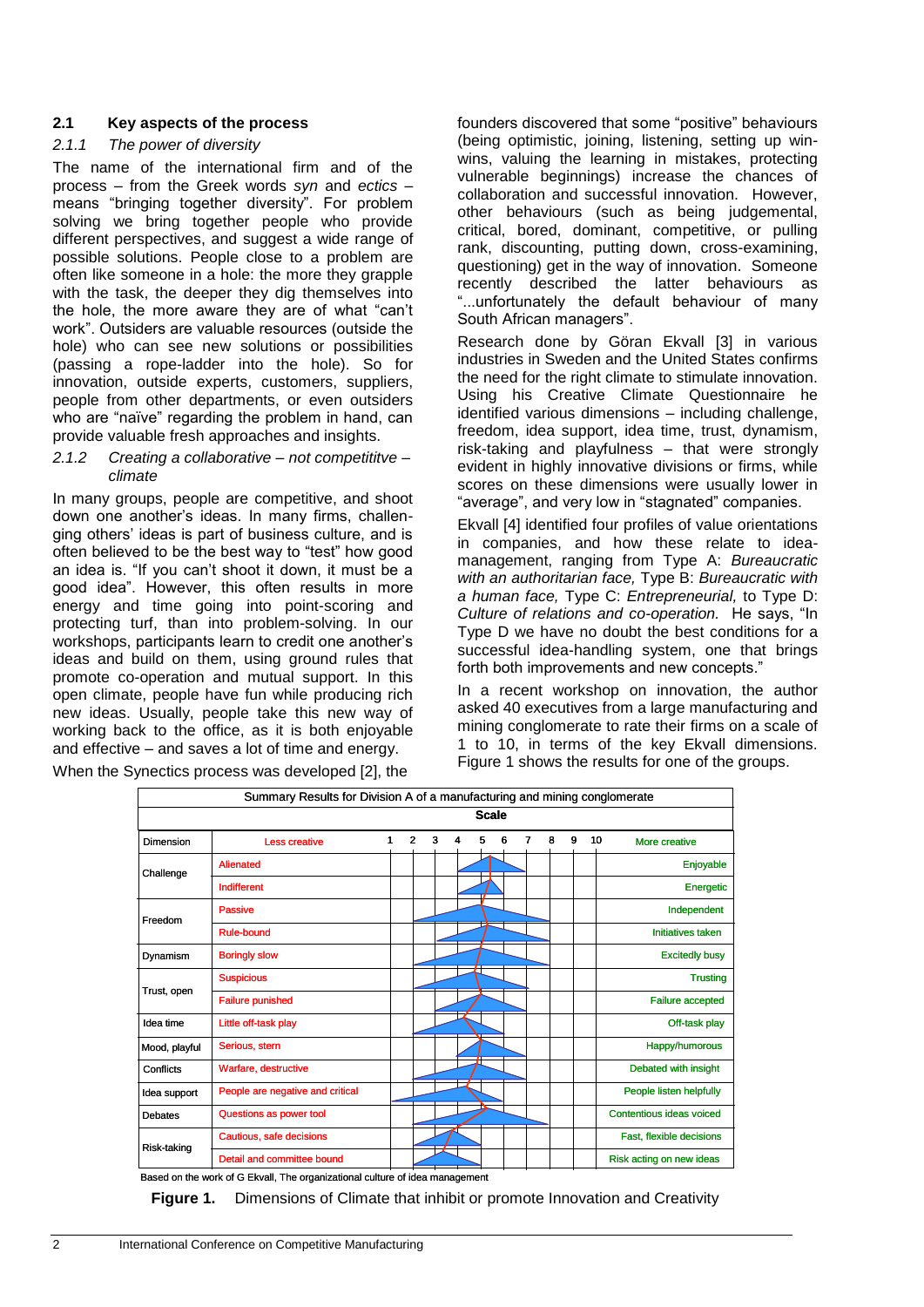## 2.1 Key aspects of the process

### 2.1.1 *The power of diversity*

The name of the international firm and of the process – from the Greek words *syn* and *ectics* – means "bringing together diversity". For problem solving we bring together people who provide different perspectives, and suggest a wide range of possible solutions. People close to a problem are often like someone in a hole: the more they grapple with the task, the deeper they dig themselves into the hole, the more aware they are of what "can't work". Outsiders are valuable resources (outside the hole) who can see new solutions or possibilities (passing a rope-ladder into the hole). So for innovation, outside experts, customers, suppliers, people from other departments, or even outsiders who are "naïve" regarding the problem in hand, can provide valuable fresh approaches and insights.

### 2.1.2 *Creating a collaborative – not competititve – climate*

In many groups, people are competitive, and shoot down one another's ideas. In many firms, challenging others' ideas is part of business culture, and is often believed to be the best way to "test" how good an idea is. "If you can't shoot it down, it must be a good idea". However, this often results in more energy and time going into point-scoring and protecting turf, than into problem-solving. In our workshops, participants learn to credit one another's ideas and build on them, using ground rules that promote co-operation and mutual support. In this open climate, people have fun while producing rich new ideas. Usually, people take this new way of working back to the office, as it is both enjoyable and effective – and saves a lot of time and energy.

When the Synectics process was developed [2], the founders discovered that some "positive" behaviours (being optimistic, joining, listening, setting up win-wins, valuing the learning in mistakes, protecting vulnerable beginnings) increase the chances of collaboration and successful innovation. However, other behaviours (such as being judgemental, critical, bored, dominant, competitive, or pulling rank, discounting, putting down, cross-examining, questioning) get in the way of innovation. Someone recently described the latter behaviours as "...unfortunately the default behaviour of many South African managers".

Research done by Göran Ekvall [3] in various industries in Sweden and the United States confirms the need for the right climate to stimulate innovation. Using his Creative Climate Questionnaire he identified various dimensions – including challenge, freedom, idea support, idea time, trust, dynamism, risk-taking and playfulness – that were strongly evident in highly innovative divisions or firms, while scores on these dimensions were usually lower in "average", and very low in "stagnated" companies.

Ekvall [4] identified four profiles of value orientations in companies, and how these relate to idea-management, ranging from Type A: *Bureaucratic with an authoritarian face,* Type B: *Bureaucratic with a human face,* Type C: *Entrepreneurial,* to Type D: *Culture of relations and co-operation.* He says, "In Type D we have no doubt the best conditions for a successful idea-handling system, one that brings forth both improvements and new concepts."

In a recent workshop on innovation, the author asked 40 executives from a large manufacturing and mining conglomerate to rate their firms on a scale of 1 to 10, in terms of the key Ekvall dimensions. Figure 1 shows the results for one of the groups.

Summary Results for Division A of a manufacturing and mining conglomerate

| Dimension | Less creative | Scale (1–10) | More creative |
|---|---|---|---|
| Challenge | Alienated | | Enjoyable |
| | Indifferent | | Energetic |
| Freedom | Passive | | Independent |
| | Rule-bound | | Initiatives taken |
| Dynamism | Boringly slow | | Excitedly busy |
| Trust, open | Suspicious | | Trusting |
| | Failure punished | | Failure accepted |
| Idea time | Little off-task play | | Off-task play |
| Mood, playful | Serious, stern | | Happy/humorous |
| Conflicts | Warfare, destructive | | Debated with insight |
| Idea support | People are negative and critical | | People listen helpfully |
| Debates | Questions as power tool | | Contentious ideas voiced |
| Risk-taking | Cautious, safe decisions | | Fast, flexible decisions |
| | Detail and committee bound | | Risk acting on new ideas |

Based on the work of G Ekvall, The organizational culture of idea management

**Figure 1.** Dimensions of Climate that inhibit or promote Innovation and Creativity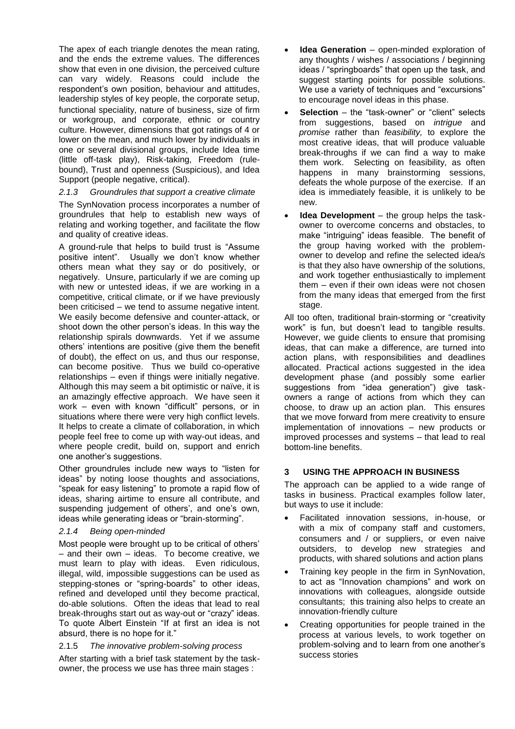The apex of each triangle denotes the mean rating, and the ends the extreme values. The differences show that even in one division, the perceived culture can vary widely. Reasons could include the respondent's own position, behaviour and attitudes, leadership styles of key people, the corporate setup, functional speciality, nature of business, size of firm or workgroup, and corporate, ethnic or country culture. However, dimensions that got ratings of 4 or lower on the mean, and much lower by individuals in one or several divisional groups, include Idea time (little off-task play), Risk-taking, Freedom (rule-bound), Trust and openness (Suspicious), and Idea Support (people negative, critical).

#### *2.1.3 Groundrules that support a creative climate*

The SynNovation process incorporates a number of groundrules that help to establish new ways of relating and working together, and facilitate the flow and quality of creative ideas.

A ground-rule that helps to build trust is "Assume positive intent". Usually we don't know whether others mean what they say or do positively, or negatively. Unsure, particularly if we are coming up with new or untested ideas, if we are working in a competitive, critical climate, or if we have previously been criticised – we tend to assume negative intent. We easily become defensive and counter-attack, or shoot down the other person's ideas. In this way the relationship spirals downwards. Yet if we assume others' intentions are positive (give them the benefit of doubt), the effect on us, and thus our response, can become positive. Thus we build co-operative relationships – even if things were initially negative. Although this may seem a bit optimistic or naïve, it is an amazingly effective approach. We have seen it work – even with known "difficult" persons, or in situations where there were very high conflict levels. It helps to create a climate of collaboration, in which people feel free to come up with way-out ideas, and where people credit, build on, support and enrich one another's suggestions.

Other groundrules include new ways to "listen for ideas" by noting loose thoughts and associations, "speak for easy listening" to promote a rapid flow of ideas, sharing airtime to ensure all contribute, and suspending judgement of others', and one's own, ideas while generating ideas or "brain-storming".

#### *2.1.4 Being open-minded*

Most people were brought up to be critical of others' – and their own – ideas. To become creative, we must learn to play with ideas. Even ridiculous, illegal, wild, impossible suggestions can be used as stepping-stones or "spring-boards" to other ideas, refined and developed until they become practical, do-able solutions. Often the ideas that lead to real break-throughs start out as way-out or "crazy" ideas. To quote Albert Einstein "If at first an idea is not absurd, there is no hope for it."

#### 2.1.5 *The innovative problem-solving process*

After starting with a brief task statement by the task-owner, the process we use has three main stages :

- **Idea Generation** – open-minded exploration of any thoughts / wishes / associations / beginning ideas / "springboards" that open up the task, and suggest starting points for possible solutions. We use a variety of techniques and "excursions" to encourage novel ideas in this phase.
- **Selection** – the "task-owner" or "client" selects from suggestions, based on *intrigue* and *promise* rather than *feasibility,* to explore the most creative ideas, that will produce valuable break-throughs if we can find a way to make them work. Selecting on feasibility, as often happens in many brainstorming sessions, defeats the whole purpose of the exercise. If an idea is immediately feasible, it is unlikely to be new.
- **Idea Development** – the group helps the task-owner to overcome concerns and obstacles, to make "intriguing" ideas feasible. The benefit of the group having worked with the problem-owner to develop and refine the selected idea/s is that they also have ownership of the solutions, and work together enthusiastically to implement them – even if their own ideas were not chosen from the many ideas that emerged from the first stage.

All too often, traditional brain-storming or "creativity work" is fun, but doesn't lead to tangible results. However, we guide clients to ensure that promising ideas, that can make a difference, are turned into action plans, with responsibilities and deadlines allocated. Practical actions suggested in the idea development phase (and possibly some earlier suggestions from "idea generation") give task-owners a range of actions from which they can choose, to draw up an action plan. This ensures that we move forward from mere creativity to ensure implementation of innovations – new products or improved processes and systems – that lead to real bottom-line benefits.

## 3 USING THE APPROACH IN BUSINESS

The approach can be applied to a wide range of tasks in business. Practical examples follow later, but ways to use it include:

- Facilitated innovation sessions, in-house, or with a mix of company staff and customers, consumers and / or suppliers, or even naive outsiders, to develop new strategies and products, with shared solutions and action plans
- Training key people in the firm in SynNovation, to act as "Innovation champions" and work on innovations with colleagues, alongside outside consultants; this training also helps to create an innovation-friendly culture
- Creating opportunities for people trained in the process at various levels, to work together on problem-solving and to learn from one another's success stories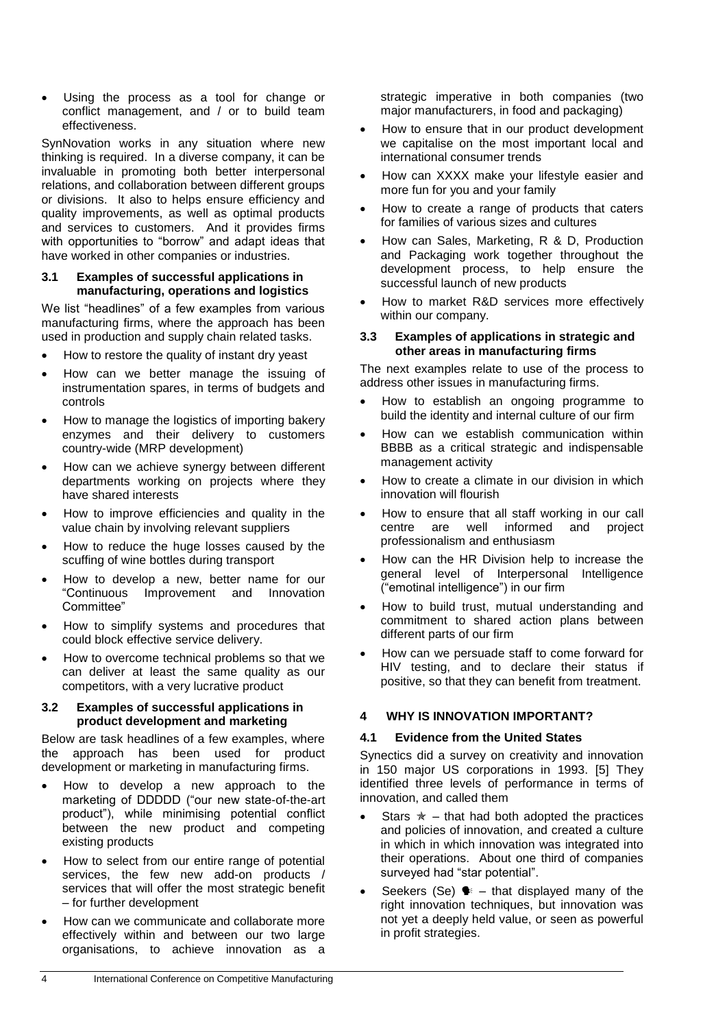- Using the process as a tool for change or conflict management, and / or to build team effectiveness.

SynNovation works in any situation where new thinking is required. In a diverse company, it can be invaluable in promoting both better interpersonal relations, and collaboration between different groups or divisions. It also to helps ensure efficiency and quality improvements, as well as optimal products and services to customers. And it provides firms with opportunities to "borrow" and adapt ideas that have worked in other companies or industries.

### 3.1 Examples of successful applications in manufacturing, operations and logistics

We list "headlines" of a few examples from various manufacturing firms, where the approach has been used in production and supply chain related tasks.

- How to restore the quality of instant dry yeast
- How can we better manage the issuing of instrumentation spares, in terms of budgets and controls
- How to manage the logistics of importing bakery enzymes and their delivery to customers country-wide (MRP development)
- How can we achieve synergy between different departments working on projects where they have shared interests
- How to improve efficiencies and quality in the value chain by involving relevant suppliers
- How to reduce the huge losses caused by the scuffing of wine bottles during transport
- How to develop a new, better name for our "Continuous Improvement and Innovation Committee"
- How to simplify systems and procedures that could block effective service delivery.
- How to overcome technical problems so that we can deliver at least the same quality as our competitors, with a very lucrative product

### 3.2 Examples of successful applications in product development and marketing

Below are task headlines of a few examples, where the approach has been used for product development or marketing in manufacturing firms.

- How to develop a new approach to the marketing of DDDDD ("our new state-of-the-art product"), while minimising potential conflict between the new product and competing existing products
- How to select from our entire range of potential services, the few new add-on products / services that will offer the most strategic benefit – for further development
- How can we communicate and collaborate more effectively within and between our two large organisations, to achieve innovation as a strategic imperative in both companies (two major manufacturers, in food and packaging)
- How to ensure that in our product development we capitalise on the most important local and international consumer trends
- How can XXXX make your lifestyle easier and more fun for you and your family
- How to create a range of products that caters for families of various sizes and cultures
- How can Sales, Marketing, R & D, Production and Packaging work together throughout the development process, to help ensure the successful launch of new products
- How to market R&D services more effectively within our company.

### 3.3 Examples of applications in strategic and other areas in manufacturing firms

The next examples relate to use of the process to address other issues in manufacturing firms.

- How to establish an ongoing programme to build the identity and internal culture of our firm
- How can we establish communication within BBBB as a critical strategic and indispensable management activity
- How to create a climate in our division in which innovation will flourish
- How to ensure that all staff working in our call centre are well informed and project professionalism and enthusiasm
- How can the HR Division help to increase the general level of Interpersonal Intelligence ("emotinal intelligence") in our firm
- How to build trust, mutual understanding and commitment to shared action plans between different parts of our firm
- How can we persuade staff to come forward for HIV testing, and to declare their status if positive, so that they can benefit from treatment.

## 4 WHY IS INNOVATION IMPORTANT?

### 4.1 Evidence from the United States

Synectics did a survey on creativity and innovation in 150 major US corporations in 1993. [5] They identified three levels of performance in terms of innovation, and called them

- Stars ✭ – that had both adopted the practices and policies of innovation, and created a culture in which in which innovation was integrated into their operations. About one third of companies surveyed had "star potential".
- Seekers (Se) ☛ – that displayed many of the right innovation techniques, but innovation was not yet a deeply held value, or seen as powerful in profit strategies.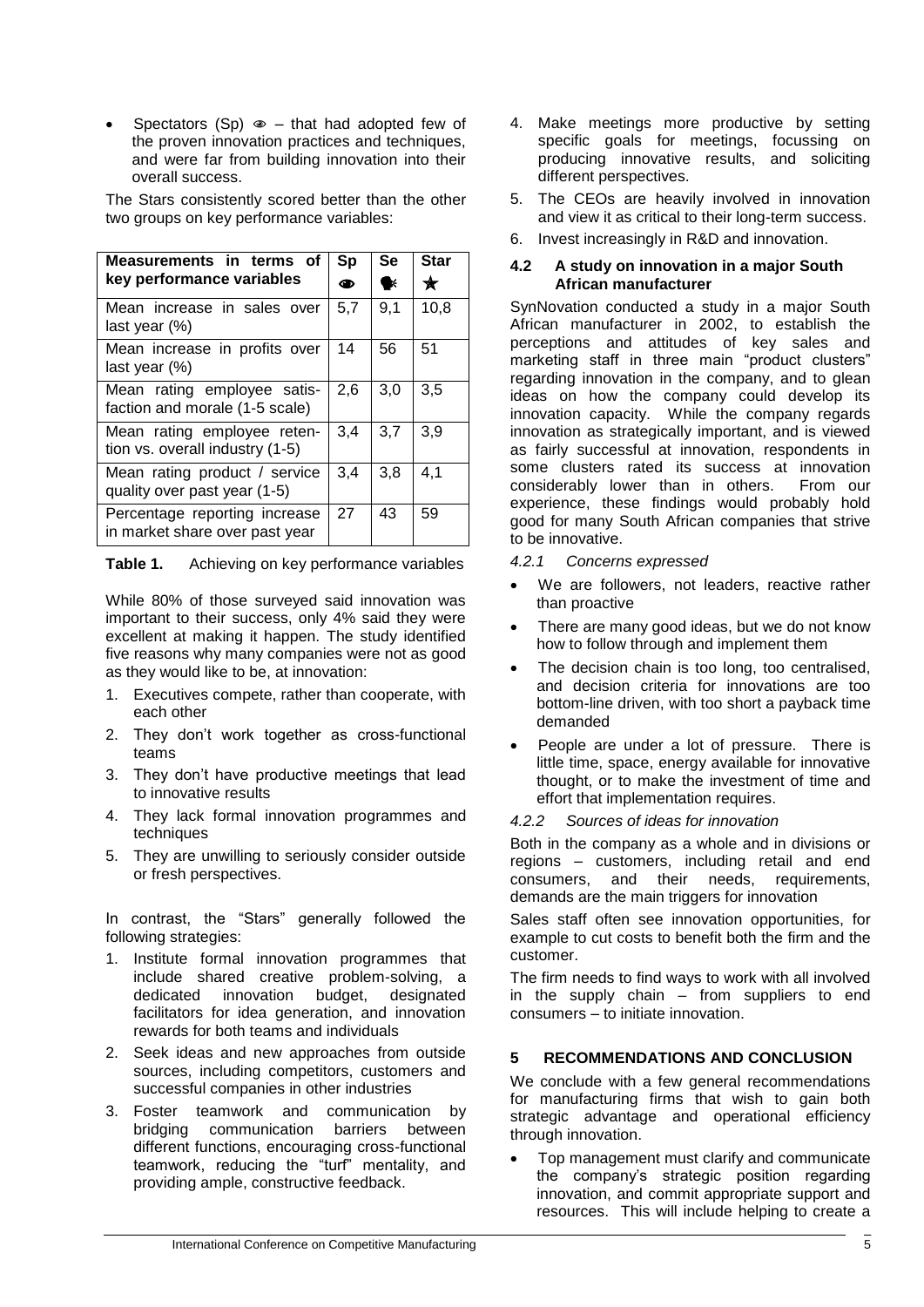- Spectators (Sp) ⚭ – that had adopted few of the proven innovation practices and techniques, and were far from building innovation into their overall success.

The Stars consistently scored better than the other two groups on key performance variables:

| Measurements in terms of key performance variables | Sp ⚭ | Se | Star ★ |
|---|---|---|---|
| Mean increase in sales over last year (%) | 5,7 | 9,1 | 10,8 |
| Mean increase in profits over last year (%) | 14 | 56 | 51 |
| Mean rating employee satisfaction and morale (1-5 scale) | 2,6 | 3,0 | 3,5 |
| Mean rating employee retention vs. overall industry (1-5) | 3,4 | 3,7 | 3,9 |
| Mean rating product / service quality over past year (1-5) | 3,4 | 3,8 | 4,1 |
| Percentage reporting increase in market share over past year | 27 | 43 | 59 |

**Table 1.** Achieving on key performance variables

While 80% of those surveyed said innovation was important to their success, only 4% said they were excellent at making it happen. The study identified five reasons why many companies were not as good as they would like to be, at innovation:

1. Executives compete, rather than cooperate, with each other
2. They don't work together as cross-functional teams
3. They don't have productive meetings that lead to innovative results
4. They lack formal innovation programmes and techniques
5. They are unwilling to seriously consider outside or fresh perspectives.

In contrast, the "Stars" generally followed the following strategies:

1. Institute formal innovation programmes that include shared creative problem-solving, a dedicated innovation budget, designated facilitators for idea generation, and innovation rewards for both teams and individuals
2. Seek ideas and new approaches from outside sources, including competitors, customers and successful companies in other industries
3. Foster teamwork and communication by bridging communication barriers between different functions, encouraging cross-functional teamwork, reducing the "turf" mentality, and providing ample, constructive feedback.
4. Make meetings more productive by setting specific goals for meetings, focussing on producing innovative results, and soliciting different perspectives.
5. The CEOs are heavily involved in innovation and view it as critical to their long-term success.
6. Invest increasingly in R&D and innovation.

### 4.2 A study on innovation in a major South African manufacturer

SynNovation conducted a study in a major South African manufacturer in 2002, to establish the perceptions and attitudes of key sales and marketing staff in three main "product clusters" regarding innovation in the company, and to glean ideas on how the company could develop its innovation capacity. While the company regards innovation as strategically important, and is viewed as fairly successful at innovation, respondents in some clusters rated its success at innovation considerably lower than in others. From our experience, these findings would probably hold good for many South African companies that strive to be innovative.

#### *4.2.1 Concerns expressed*

- We are followers, not leaders, reactive rather than proactive
- There are many good ideas, but we do not know how to follow through and implement them
- The decision chain is too long, too centralised, and decision criteria for innovations are too bottom-line driven, with too short a payback time demanded
- People are under a lot of pressure. There is little time, space, energy available for innovative thought, or to make the investment of time and effort that implementation requires.

#### *4.2.2 Sources of ideas for innovation*

Both in the company as a whole and in divisions or regions – customers, including retail and end consumers, and their needs, requirements, demands are the main triggers for innovation

Sales staff often see innovation opportunities, for example to cut costs to benefit both the firm and the customer.

The firm needs to find ways to work with all involved in the supply chain – from suppliers to end consumers – to initiate innovation.

## 5 RECOMMENDATIONS AND CONCLUSION

We conclude with a few general recommendations for manufacturing firms that wish to gain both strategic advantage and operational efficiency through innovation.

- Top management must clarify and communicate the company's strategic position regarding innovation, and commit appropriate support and resources. This will include helping to create a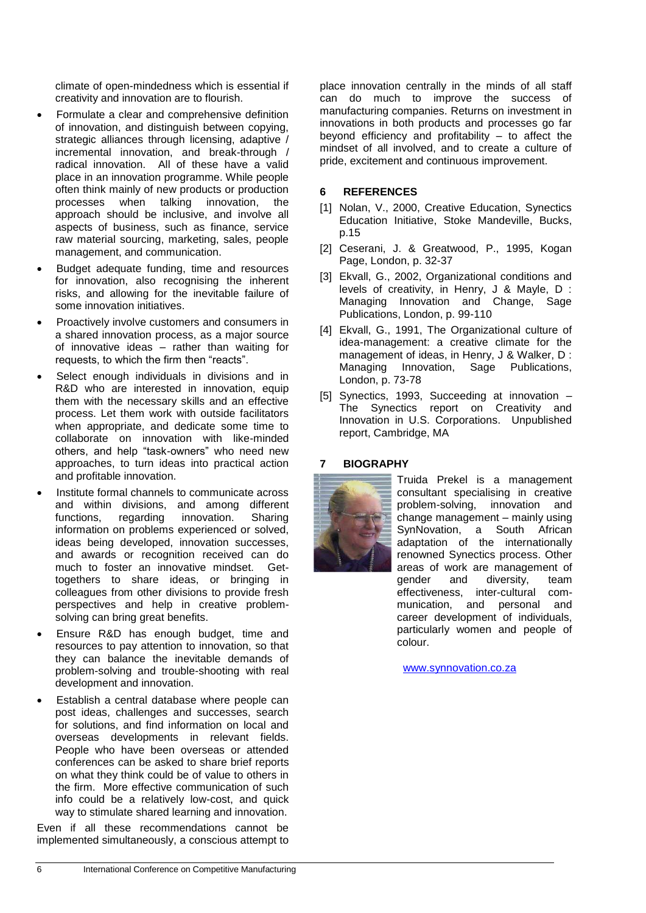climate of open-mindedness which is essential if creativity and innovation are to flourish.

- Formulate a clear and comprehensive definition of innovation, and distinguish between copying, strategic alliances through licensing, adaptive / incremental innovation, and break-through / radical innovation. All of these have a valid place in an innovation programme. While people often think mainly of new products or production processes when talking innovation, the approach should be inclusive, and involve all aspects of business, such as finance, service raw material sourcing, marketing, sales, people management, and communication.
- Budget adequate funding, time and resources for innovation, also recognising the inherent risks, and allowing for the inevitable failure of some innovation initiatives.
- Proactively involve customers and consumers in a shared innovation process, as a major source of innovative ideas – rather than waiting for requests, to which the firm then "reacts".
- Select enough individuals in divisions and in R&D who are interested in innovation, equip them with the necessary skills and an effective process. Let them work with outside facilitators when appropriate, and dedicate some time to collaborate on innovation with like-minded others, and help "task-owners" who need new approaches, to turn ideas into practical action and profitable innovation.
- Institute formal channels to communicate across and within divisions, and among different functions, regarding innovation. Sharing information on problems experienced or solved, ideas being developed, innovation successes, and awards or recognition received can do much to foster an innovative mindset. Get-togethers to share ideas, or bringing in colleagues from other divisions to provide fresh perspectives and help in creative problem-solving can bring great benefits.
- Ensure R&D has enough budget, time and resources to pay attention to innovation, so that they can balance the inevitable demands of problem-solving and trouble-shooting with real development and innovation.
- Establish a central database where people can post ideas, challenges and successes, search for solutions, and find information on local and overseas developments in relevant fields. People who have been overseas or attended conferences can be asked to share brief reports on what they think could be of value to others in the firm. More effective communication of such info could be a relatively low-cost, and quick way to stimulate shared learning and innovation.

Even if all these recommendations cannot be implemented simultaneously, a conscious attempt to place innovation centrally in the minds of all staff can do much to improve the success of manufacturing companies. Returns on investment in innovations in both products and processes go far beyond efficiency and profitability – to affect the mindset of all involved, and to create a culture of pride, excitement and continuous improvement.

## 6 REFERENCES

[1] Nolan, V., 2000, Creative Education, Synectics Education Initiative, Stoke Mandeville, Bucks, p.15

[2] Ceserani, J. & Greatwood, P., 1995, Kogan Page, London, p. 32-37

[3] Ekvall, G., 2002, Organizational conditions and levels of creativity, in Henry, J & Mayle, D : Managing Innovation and Change, Sage Publications, London, p. 99-110

[4] Ekvall, G., 1991, The Organizational culture of idea-management: a creative climate for the management of ideas, in Henry, J & Walker, D : Managing Innovation, Sage Publications, London, p. 73-78

[5] Synectics, 1993, Succeeding at innovation – The Synectics report on Creativity and Innovation in U.S. Corporations. Unpublished report, Cambridge, MA

## 7 BIOGRAPHY

Truida Prekel is a management consultant specialising in creative problem-solving, innovation and change management – mainly using SynNovation, a South African adaptation of the internationally renowned Synectics process. Other areas of work are management of gender and diversity, team effectiveness, inter-cultural communication, and personal and career development of individuals, particularly women and people of colour.

www.synnovation.co.za